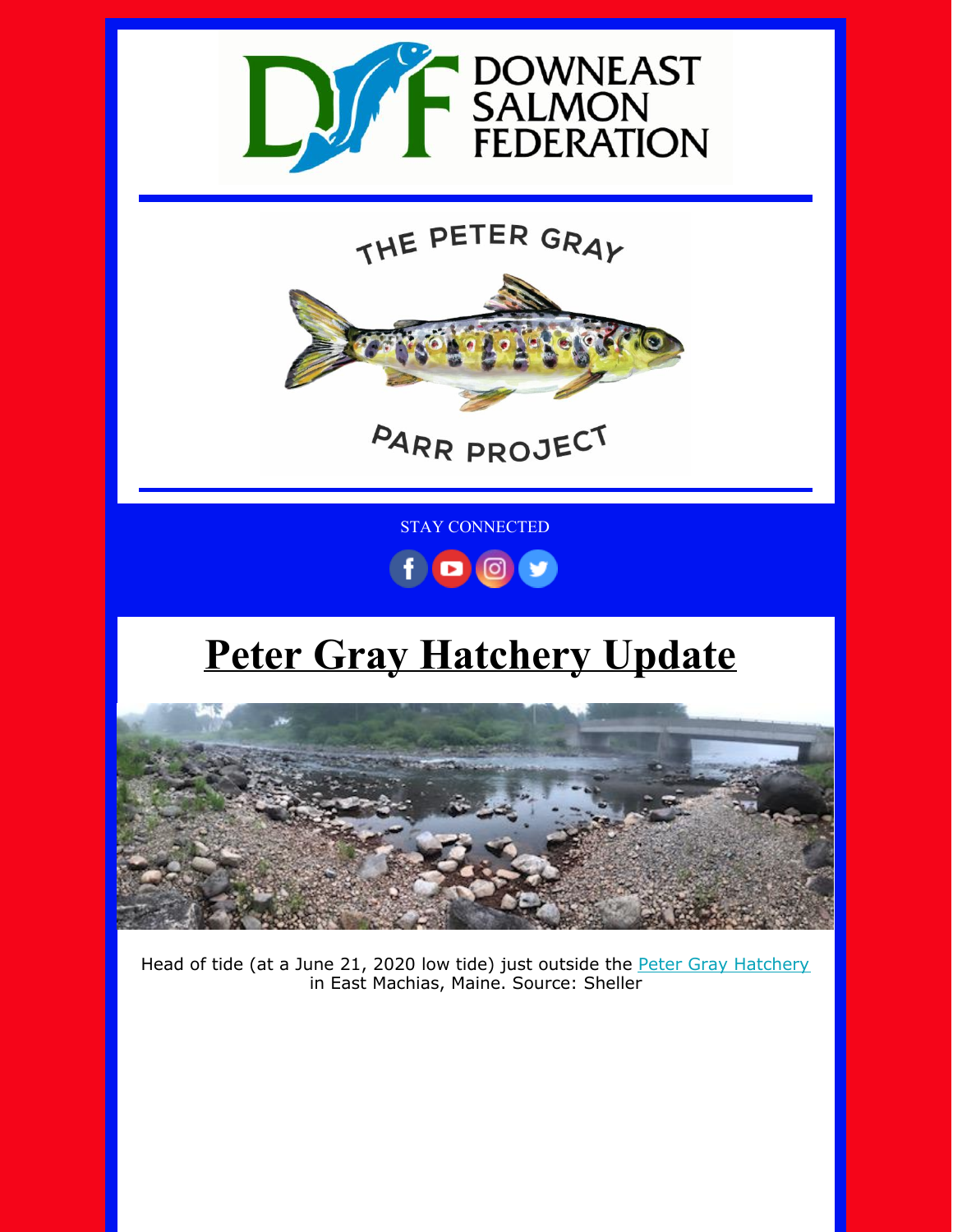DOWNEAST SALMON FEDERATION

THE PETER GRAY PARR PROJECT

STAY CONNECTED

# Peter Gray Hatchery Update

Head of tide (at a June 21, 2020 low tide) just outside the Peter Gray Hatchery in East Machias, Maine. Source: Sheller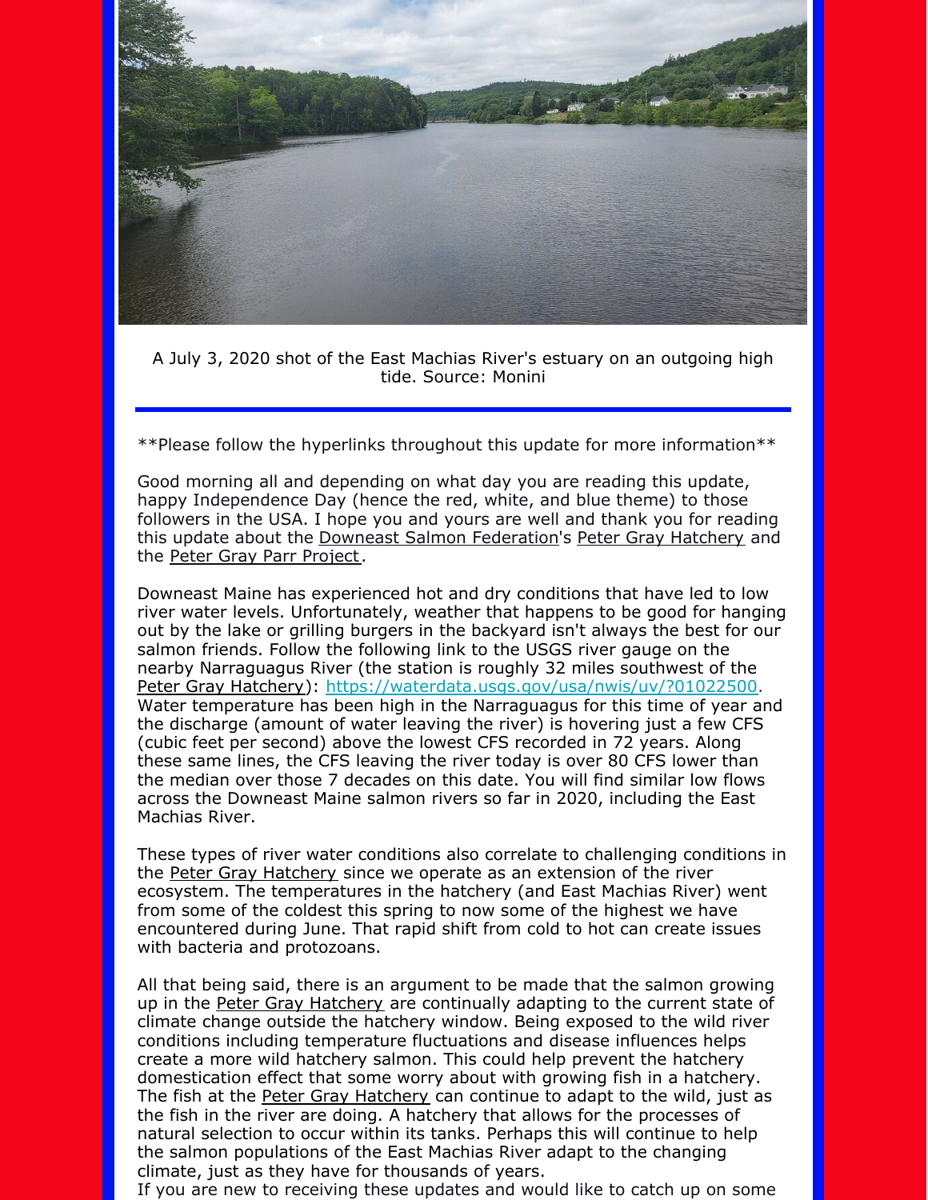A July 3, 2020 shot of the East Machias River's estuary on an outgoing high tide. Source: Monini

**Please follow the hyperlinks throughout this update for more information**

Good morning all and depending on what day you are reading this update, happy Independence Day (hence the red, white, and blue theme) to those followers in the USA. I hope you and yours are well and thank you for reading this update about the Downeast Salmon Federation's Peter Gray Hatchery and the Peter Gray Parr Project.

Downeast Maine has experienced hot and dry conditions that have led to low river water levels. Unfortunately, weather that happens to be good for hanging out by the lake or grilling burgers in the backyard isn't always the best for our salmon friends. Follow the following link to the USGS river gauge on the nearby Narraguagus River (the station is roughly 32 miles southwest of the Peter Gray Hatchery): https://waterdata.usgs.gov/usa/nwis/uv/?01022500. Water temperature has been high in the Narraguagus for this time of year and the discharge (amount of water leaving the river) is hovering just a few CFS (cubic feet per second) above the lowest CFS recorded in 72 years. Along these same lines, the CFS leaving the river today is over 80 CFS lower than the median over those 7 decades on this date. You will find similar low flows across the Downeast Maine salmon rivers so far in 2020, including the East Machias River.

These types of river water conditions also correlate to challenging conditions in the Peter Gray Hatchery since we operate as an extension of the river ecosystem. The temperatures in the hatchery (and East Machias River) went from some of the coldest this spring to now some of the highest we have encountered during June. That rapid shift from cold to hot can create issues with bacteria and protozoans.

All that being said, there is an argument to be made that the salmon growing up in the Peter Gray Hatchery are continually adapting to the current state of climate change outside the hatchery window. Being exposed to the wild river conditions including temperature fluctuations and disease influences helps create a more wild hatchery salmon. This could help prevent the hatchery domestication effect that some worry about with growing fish in a hatchery. The fish at the Peter Gray Hatchery can continue to adapt to the wild, just as the fish in the river are doing. A hatchery that allows for the processes of natural selection to occur within its tanks. Perhaps this will continue to help the salmon populations of the East Machias River adapt to the changing climate, just as they have for thousands of years.

If you are new to receiving these updates and would like to catch up on some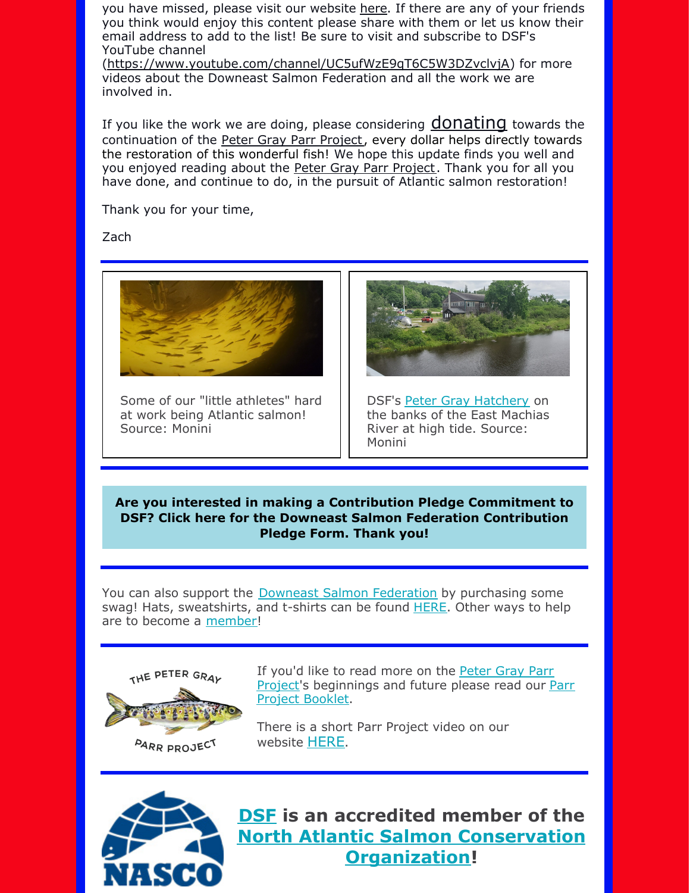you have missed, please visit our website here. If there are any of your friends you think would enjoy this content please share with them or let us know their email address to add to the list! Be sure to visit and subscribe to DSF's YouTube channel (https://www.youtube.com/channel/UC5ufWzE9qT6C5W3DZvclvjA) for more videos about the Downeast Salmon Federation and all the work we are involved in.

If you like the work we are doing, please considering donating towards the continuation of the Peter Gray Parr Project, every dollar helps directly towards the restoration of this wonderful fish! We hope this update finds you well and you enjoyed reading about the Peter Gray Parr Project. Thank you for all you have done, and continue to do, in the pursuit of Atlantic salmon restoration!

Thank you for your time,

Zach

---

Some of our "little athletes" hard at work being Atlantic salmon! Source: Monini

DSF's Peter Gray Hatchery on the banks of the East Machias River at high tide. Source: Monini

---

**Are you interested in making a Contribution Pledge Commitment to DSF? Click here for the Downeast Salmon Federation Contribution Pledge Form. Thank you!**

---

You can also support the Downeast Salmon Federation by purchasing some swag! Hats, sweatshirts, and t-shirts can be found HERE. Other ways to help are to become a member!

---

THE PETER GRAY PARR PROJECT

If you'd like to read more on the Peter Gray Parr Project's beginnings and future please read our Parr Project Booklet.

There is a short Parr Project video on our website HERE.

---

NASCO

**DSF is an accredited member of the North Atlantic Salmon Conservation Organization!**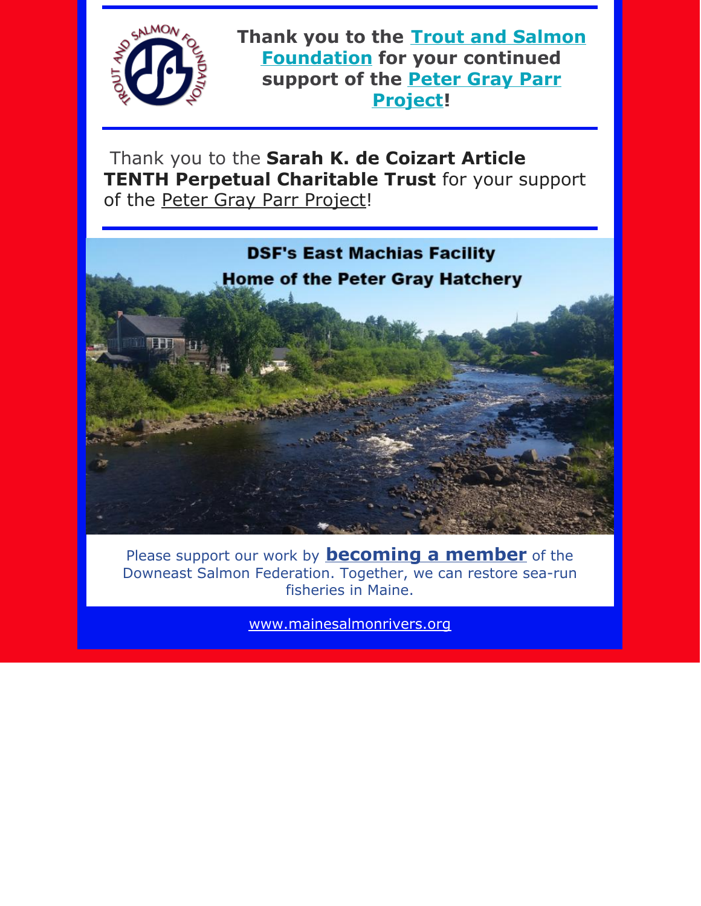**Thank you to the Trout and Salmon Foundation for your continued support of the Peter Gray Parr Project!**

Thank you to the **Sarah K. de Coizart Article TENTH Perpetual Charitable Trust** for your support of the Peter Gray Parr Project!

DSF's East Machias Facility

Home of the Peter Gray Hatchery

Please support our work by **becoming a member** of the Downeast Salmon Federation. Together, we can restore sea-run fisheries in Maine.

www.mainesalmonrivers.org